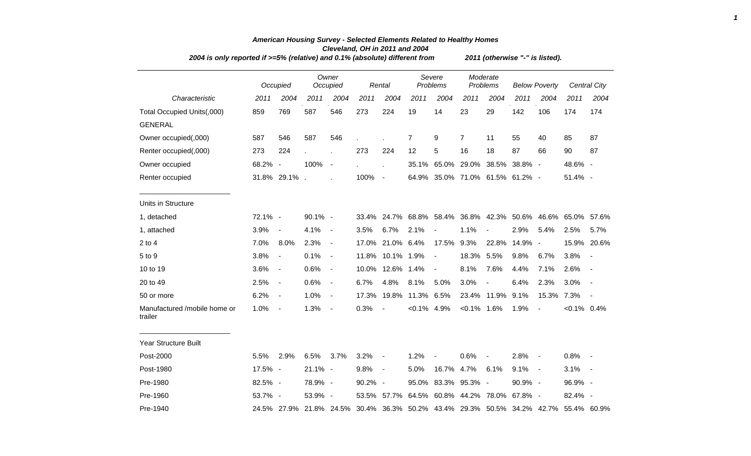# American Housing Survey - Selected Elements Related to Healthy Homes

## Cleveland, OH in 2011 and 2004

*2004 is only reported if >=5% (relative) and 0.1% (absolute) different from 2011 (otherwise "-" is listed).*

| Characteristic | Occupied | | Owner Occupied | | Rental | | Severe Problems | | Moderate Problems | | Below Poverty | | Central City | |
|---|---|---|---|---|---|---|---|---|---|---|---|---|---|---|
| | 2011 | 2004 | 2011 | 2004 | 2011 | 2004 | 2011 | 2004 | 2011 | 2004 | 2011 | 2004 | 2011 | 2004 |
| Total Occupied Units(,000) | 859 | 769 | 587 | 546 | 273 | 224 | 19 | 14 | 23 | 29 | 142 | 106 | 174 | 174 |
| GENERAL | | | | | | | | | | | | | | |
| Owner occupied(,000) | 587 | 546 | 587 | 546 | . | . | 7 | 9 | 7 | 11 | 55 | 40 | 85 | 87 |
| Renter occupied(,000) | 273 | 224 | . | . | 273 | 224 | 12 | 5 | 16 | 18 | 87 | 66 | 90 | 87 |
| Owner occupied | 68.2% | - | 100% | - | . | . | 35.1% | 65.0% | 29.0% | 38.5% | 38.8% | - | 48.6% | - |
| Renter occupied | 31.8% | 29.1% | . | . | 100% | - | 64.9% | 35.0% | 71.0% | 61.5% | 61.2% | - | 51.4% | - |
| Units in Structure | | | | | | | | | | | | | | |
| 1, detached | 72.1% | - | 90.1% | - | 33.4% | 24.7% | 68.8% | 58.4% | 36.8% | 42.3% | 50.6% | 46.6% | 65.0% | 57.6% |
| 1, attached | 3.9% | - | 4.1% | - | 3.5% | 6.7% | 2.1% | - | 1.1% | - | 2.9% | 5.4% | 2.5% | 5.7% |
| 2 to 4 | 7.0% | 8.0% | 2.3% | - | 17.0% | 21.0% | 6.4% | 17.5% | 9.3% | 22.8% | 14.9% | - | 15.9% | 20.6% |
| 5 to 9 | 3.8% | - | 0.1% | - | 11.8% | 10.1% | 1.9% | - | 18.3% | 5.5% | 9.8% | 6.7% | 3.8% | - |
| 10 to 19 | 3.6% | - | 0.6% | - | 10.0% | 12.6% | 1.4% | - | 8.1% | 7.6% | 4.4% | 7.1% | 2.6% | - |
| 20 to 49 | 2.5% | - | 0.6% | - | 6.7% | 4.8% | 8.1% | 5.0% | 3.0% | - | 6.4% | 2.3% | 3.0% | - |
| 50 or more | 6.2% | - | 1.0% | - | 17.3% | 19.8% | 11.3% | 6.5% | 23.4% | 11.9% | 9.1% | 15.3% | 7.3% | - |
| Manufactured /mobile home or trailer | 1.0% | - | 1.3% | - | 0.3% | - | <0.1% | 4.9% | <0.1% | 1.6% | 1.9% | - | <0.1% | 0.4% |
| Year Structure Built | | | | | | | | | | | | | | |
| Post-2000 | 5.5% | 2.9% | 6.5% | 3.7% | 3.2% | - | 1.2% | - | 0.6% | - | 2.8% | - | 0.8% | - |
| Post-1980 | 17.5% | - | 21.1% | - | 9.8% | - | 5.0% | 16.7% | 4.7% | 6.1% | 9.1% | - | 3.1% | - |
| Pre-1980 | 82.5% | - | 78.9% | - | 90.2% | - | 95.0% | 83.3% | 95.3% | - | 90.9% | - | 96.9% | - |
| Pre-1960 | 53.7% | - | 53.9% | - | 53.5% | 57.7% | 64.5% | 60.8% | 44.2% | 78.0% | 67.8% | - | 82.4% | - |
| Pre-1940 | 24.5% | 27.9% | 21.8% | 24.5% | 30.4% | 36.3% | 50.2% | 43.4% | 29.3% | 50.5% | 34.2% | 42.7% | 55.4% | 60.9% |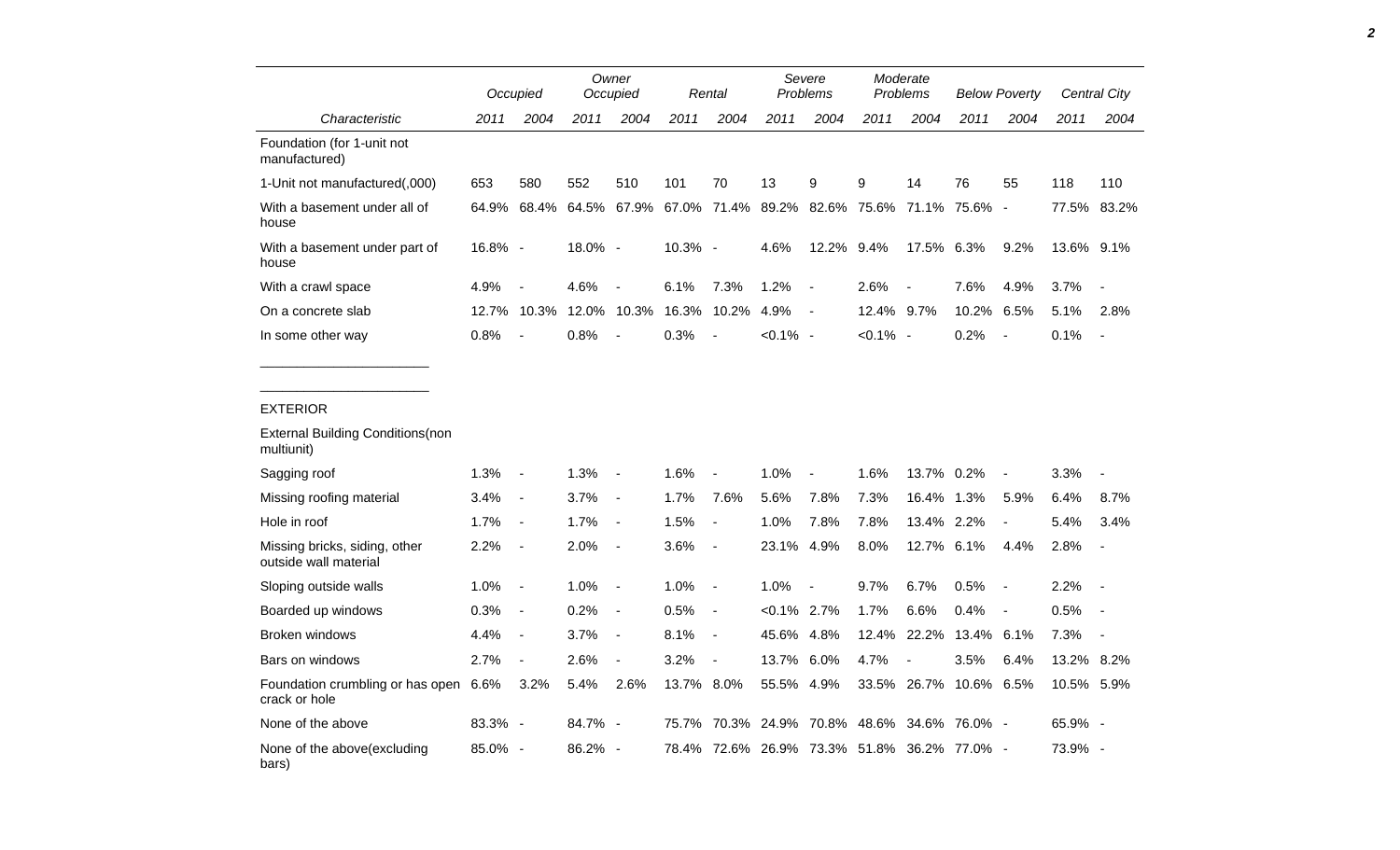| Characteristic | Occupied | | Owner Occupied | | Rental | | Severe Problems | | Moderate Problems | | Below Poverty | | Central City | |
|---|---|---|---|---|---|---|---|---|---|---|---|---|---|---|
| | 2011 | 2004 | 2011 | 2004 | 2011 | 2004 | 2011 | 2004 | 2011 | 2004 | 2011 | 2004 | 2011 | 2004 |
| Foundation (for 1-unit not manufactured) | | | | | | | | | | | | | | |
| 1-Unit not manufactured(,000) | 653 | 580 | 552 | 510 | 101 | 70 | 13 | 9 | 9 | 14 | 76 | 55 | 118 | 110 |
| With a basement under all of house | 64.9% | 68.4% | 64.5% | 67.9% | 67.0% | 71.4% | 89.2% | 82.6% | 75.6% | 71.1% | 75.6% | - | 77.5% | 83.2% |
| With a basement under part of house | 16.8% | - | 18.0% | - | 10.3% | - | 4.6% | 12.2% | 9.4% | 17.5% | 6.3% | 9.2% | 13.6% | 9.1% |
| With a crawl space | 4.9% | - | 4.6% | - | 6.1% | 7.3% | 1.2% | - | 2.6% | - | 7.6% | 4.9% | 3.7% | - |
| On a concrete slab | 12.7% | 10.3% | 12.0% | 10.3% | 16.3% | 10.2% | 4.9% | - | 12.4% | 9.7% | 10.2% | 6.5% | 5.1% | 2.8% |
| In some other way | 0.8% | - | 0.8% | - | 0.3% | - | <0.1% | - | <0.1% | - | 0.2% | - | 0.1% | - |
| EXTERIOR | | | | | | | | | | | | | | |
| External Building Conditions(non multiunit) | | | | | | | | | | | | | | |
| Sagging roof | 1.3% | - | 1.3% | - | 1.6% | - | 1.0% | - | 1.6% | 13.7% | 0.2% | - | 3.3% | - |
| Missing roofing material | 3.4% | - | 3.7% | - | 1.7% | 7.6% | 5.6% | 7.8% | 7.3% | 16.4% | 1.3% | 5.9% | 6.4% | 8.7% |
| Hole in roof | 1.7% | - | 1.7% | - | 1.5% | - | 1.0% | 7.8% | 7.8% | 13.4% | 2.2% | - | 5.4% | 3.4% |
| Missing bricks, siding, other outside wall material | 2.2% | - | 2.0% | - | 3.6% | - | 23.1% | 4.9% | 8.0% | 12.7% | 6.1% | 4.4% | 2.8% | - |
| Sloping outside walls | 1.0% | - | 1.0% | - | 1.0% | - | 1.0% | - | 9.7% | 6.7% | 0.5% | - | 2.2% | - |
| Boarded up windows | 0.3% | - | 0.2% | - | 0.5% | - | <0.1% | 2.7% | 1.7% | 6.6% | 0.4% | - | 0.5% | - |
| Broken windows | 4.4% | - | 3.7% | - | 8.1% | - | 45.6% | 4.8% | 12.4% | 22.2% | 13.4% | 6.1% | 7.3% | - |
| Bars on windows | 2.7% | - | 2.6% | - | 3.2% | - | 13.7% | 6.0% | 4.7% | - | 3.5% | 6.4% | 13.2% | 8.2% |
| Foundation crumbling or has open crack or hole | 6.6% | 3.2% | 5.4% | 2.6% | 13.7% | 8.0% | 55.5% | 4.9% | 33.5% | 26.7% | 10.6% | 6.5% | 10.5% | 5.9% |
| None of the above | 83.3% | - | 84.7% | - | 75.7% | 70.3% | 24.9% | 70.8% | 48.6% | 34.6% | 76.0% | - | 65.9% | - |
| None of the above(excluding bars) | 85.0% | - | 86.2% | - | 78.4% | 72.6% | 26.9% | 73.3% | 51.8% | 36.2% | 77.0% | - | 73.9% | - |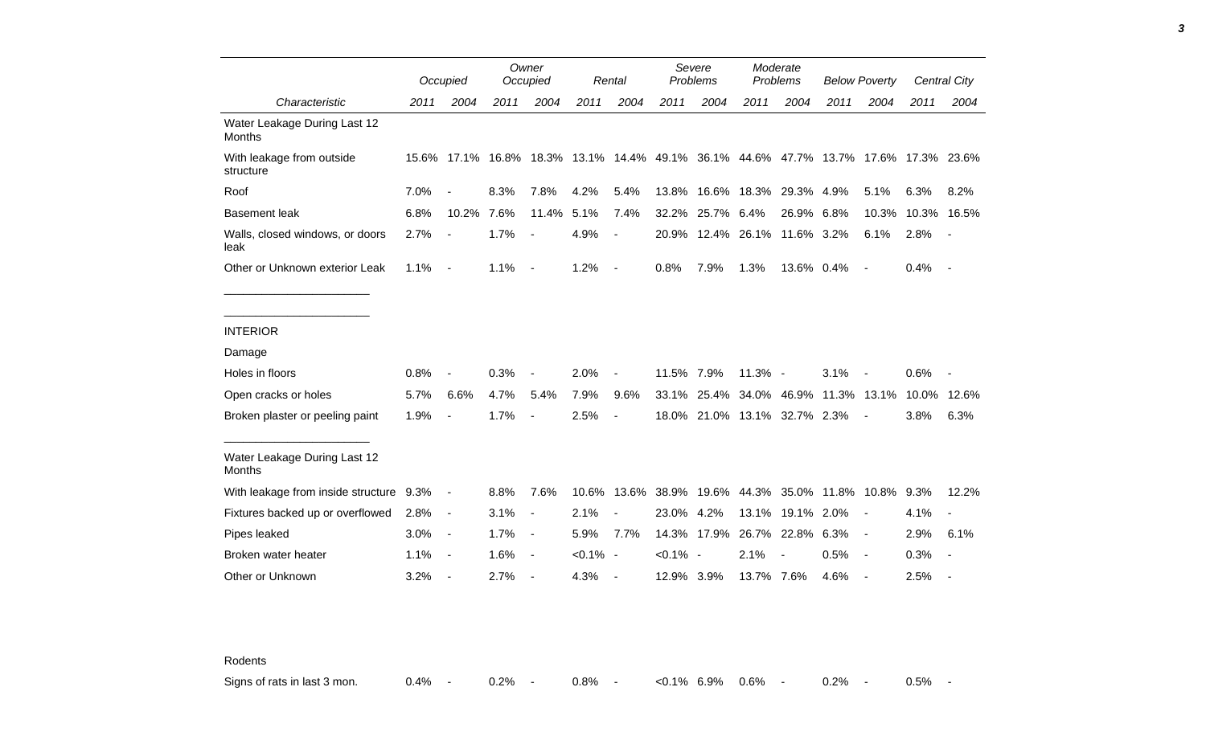| Characteristic | Occupied 2011 | Occupied 2004 | Owner Occupied 2011 | Owner Occupied 2004 | Rental 2011 | Rental 2004 | Severe Problems 2011 | Severe Problems 2004 | Moderate Problems 2011 | Moderate Problems 2004 | Below Poverty 2011 | Below Poverty 2004 | Central City 2011 | Central City 2004 |
|---|---|---|---|---|---|---|---|---|---|---|---|---|---|---|
| Water Leakage During Last 12 Months | | | | | | | | | | | | | | |
| With leakage from outside structure | 15.6% | 17.1% | 16.8% | 18.3% | 13.1% | 14.4% | 49.1% | 36.1% | 44.6% | 47.7% | 13.7% | 17.6% | 17.3% | 23.6% |
| Roof | 7.0% | - | 8.3% | 7.8% | 4.2% | 5.4% | 13.8% | 16.6% | 18.3% | 29.3% | 4.9% | 5.1% | 6.3% | 8.2% |
| Basement leak | 6.8% | 10.2% | 7.6% | 11.4% | 5.1% | 7.4% | 32.2% | 25.7% | 6.4% | 26.9% | 6.8% | 10.3% | 10.3% | 16.5% |
| Walls, closed windows, or doors leak | 2.7% | - | 1.7% | - | 4.9% | - | 20.9% | 12.4% | 26.1% | 11.6% | 3.2% | 6.1% | 2.8% | - |
| Other or Unknown exterior Leak | 1.1% | - | 1.1% | - | 1.2% | - | 0.8% | 7.9% | 1.3% | 13.6% | 0.4% | - | 0.4% | - |
| INTERIOR | | | | | | | | | | | | | | |
| Damage | | | | | | | | | | | | | | |
| Holes in floors | 0.8% | - | 0.3% | - | 2.0% | - | 11.5% | 7.9% | 11.3% | - | 3.1% | - | 0.6% | - |
| Open cracks or holes | 5.7% | 6.6% | 4.7% | 5.4% | 7.9% | 9.6% | 33.1% | 25.4% | 34.0% | 46.9% | 11.3% | 13.1% | 10.0% | 12.6% |
| Broken plaster or peeling paint | 1.9% | - | 1.7% | - | 2.5% | - | 18.0% | 21.0% | 13.1% | 32.7% | 2.3% | - | 3.8% | 6.3% |
| Water Leakage During Last 12 Months | | | | | | | | | | | | | | |
| With leakage from inside structure | 9.3% | - | 8.8% | 7.6% | 10.6% | 13.6% | 38.9% | 19.6% | 44.3% | 35.0% | 11.8% | 10.8% | 9.3% | 12.2% |
| Fixtures backed up or overflowed | 2.8% | - | 3.1% | - | 2.1% | - | 23.0% | 4.2% | 13.1% | 19.1% | 2.0% | - | 4.1% | - |
| Pipes leaked | 3.0% | - | 1.7% | - | 5.9% | 7.7% | 14.3% | 17.9% | 26.7% | 22.8% | 6.3% | - | 2.9% | 6.1% |
| Broken water heater | 1.1% | - | 1.6% | - | <0.1% | - | <0.1% | - | 2.1% | - | 0.5% | - | 0.3% | - |
| Other or Unknown | 3.2% | - | 2.7% | - | 4.3% | - | 12.9% | 3.9% | 13.7% | 7.6% | 4.6% | - | 2.5% | - |
| Rodents | | | | | | | | | | | | | | |
| Signs of rats in last 3 mon. | 0.4% | - | 0.2% | - | 0.8% | - | <0.1% | 6.9% | 0.6% | - | 0.2% | - | 0.5% | - |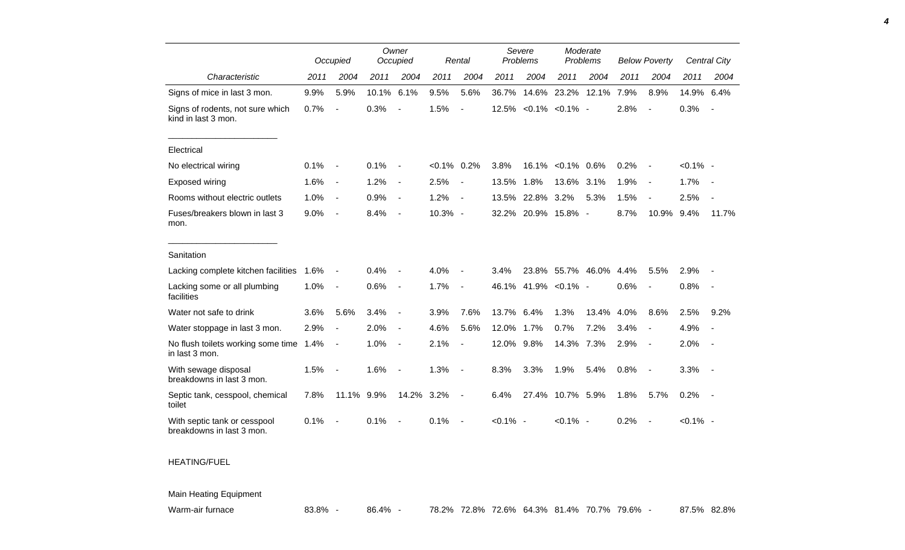| Characteristic | Occupied | | Owner Occupied | | Rental | | Severe Problems | | Moderate Problems | | Below Poverty | | Central City | |
|---|---|---|---|---|---|---|---|---|---|---|---|---|---|---|
| | 2011 | 2004 | 2011 | 2004 | 2011 | 2004 | 2011 | 2004 | 2011 | 2004 | 2011 | 2004 | 2011 | 2004 |
| Signs of mice in last 3 mon. | 9.9% | 5.9% | 10.1% | 6.1% | 9.5% | 5.6% | 36.7% | 14.6% | 23.2% | 12.1% | 7.9% | 8.9% | 14.9% | 6.4% |
| Signs of rodents, not sure which kind in last 3 mon. | 0.7% | - | 0.3% | - | 1.5% | - | 12.5% | <0.1% | <0.1% | - | 2.8% | - | 0.3% | - |
| **Electrical** | | | | | | | | | | | | | | |
| No electrical wiring | 0.1% | - | 0.1% | - | <0.1% | 0.2% | 3.8% | 16.1% | <0.1% | 0.6% | 0.2% | - | <0.1% | - |
| Exposed wiring | 1.6% | - | 1.2% | - | 2.5% | - | 13.5% | 1.8% | 13.6% | 3.1% | 1.9% | - | 1.7% | - |
| Rooms without electric outlets | 1.0% | - | 0.9% | - | 1.2% | - | 13.5% | 22.8% | 3.2% | 5.3% | 1.5% | - | 2.5% | - |
| Fuses/breakers blown in last 3 mon. | 9.0% | - | 8.4% | - | 10.3% | - | 32.2% | 20.9% | 15.8% | - | 8.7% | 10.9% | 9.4% | 11.7% |
| **Sanitation** | | | | | | | | | | | | | | |
| Lacking complete kitchen facilities | 1.6% | - | 0.4% | - | 4.0% | - | 3.4% | 23.8% | 55.7% | 46.0% | 4.4% | 5.5% | 2.9% | - |
| Lacking some or all plumbing facilities | 1.0% | - | 0.6% | - | 1.7% | - | 46.1% | 41.9% | <0.1% | - | 0.6% | - | 0.8% | - |
| Water not safe to drink | 3.6% | 5.6% | 3.4% | - | 3.9% | 7.6% | 13.7% | 6.4% | 1.3% | 13.4% | 4.0% | 8.6% | 2.5% | 9.2% |
| Water stoppage in last 3 mon. | 2.9% | - | 2.0% | - | 4.6% | 5.6% | 12.0% | 1.7% | 0.7% | 7.2% | 3.4% | - | 4.9% | - |
| No flush toilets working some time in last 3 mon. | 1.4% | - | 1.0% | - | 2.1% | - | 12.0% | 9.8% | 14.3% | 7.3% | 2.9% | - | 2.0% | - |
| With sewage disposal breakdowns in last 3 mon. | 1.5% | - | 1.6% | - | 1.3% | - | 8.3% | 3.3% | 1.9% | 5.4% | 0.8% | - | 3.3% | - |
| Septic tank, cesspool, chemical toilet | 7.8% | 11.1% | 9.9% | 14.2% | 3.2% | - | 6.4% | 27.4% | 10.7% | 5.9% | 1.8% | 5.7% | 0.2% | - |
| With septic tank or cesspool breakdowns in last 3 mon. | 0.1% | - | 0.1% | - | 0.1% | - | <0.1% | - | <0.1% | - | 0.2% | - | <0.1% | - |
| **HEATING/FUEL** | | | | | | | | | | | | | | |
| **Main Heating Equipment** | | | | | | | | | | | | | | |
| Warm-air furnace | 83.8% | - | 86.4% | - | 78.2% | 72.8% | 72.6% | 64.3% | 81.4% | 70.7% | 79.6% | - | 87.5% | 82.8% |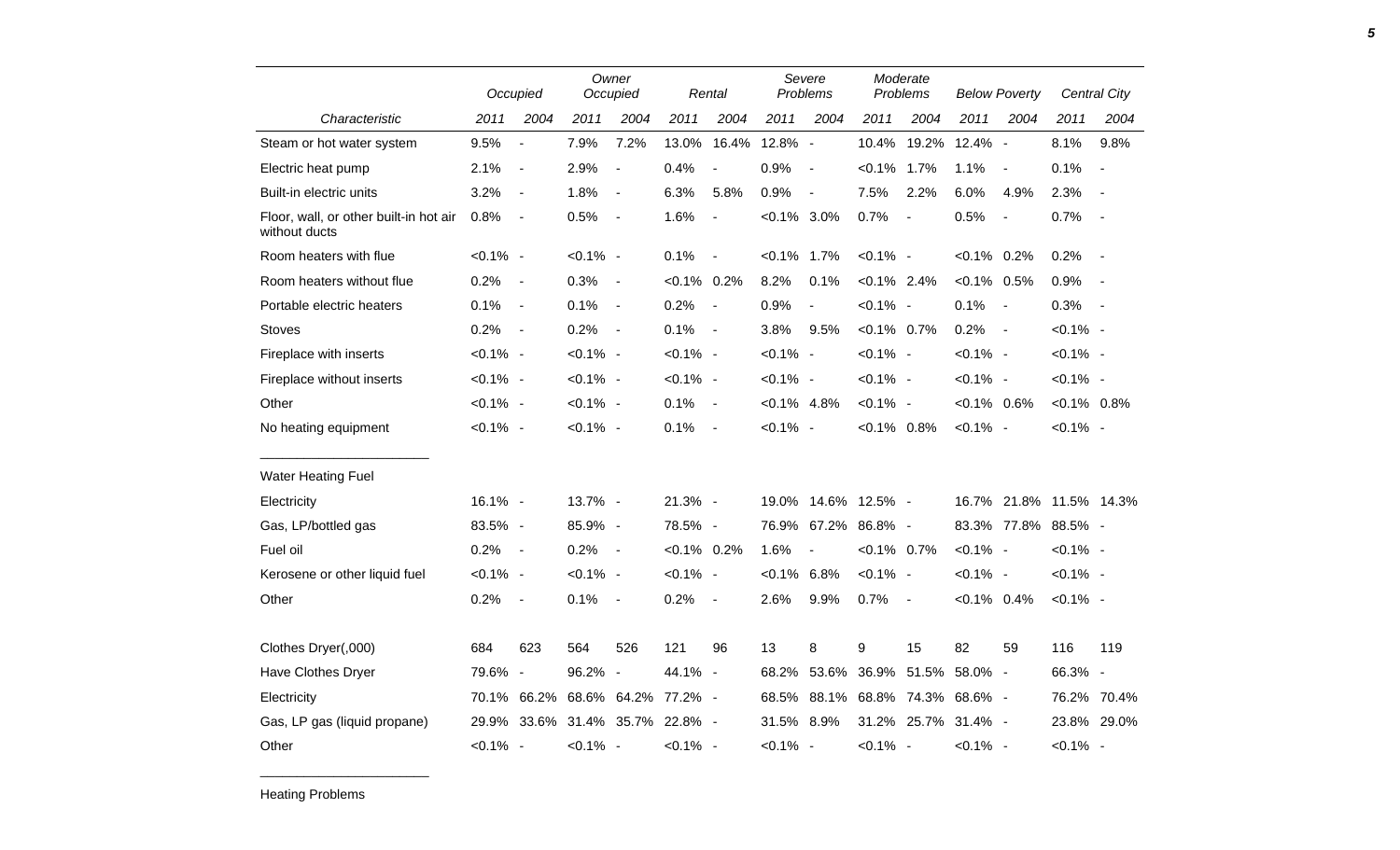| Characteristic | Occupied | | Owner Occupied | | Rental | | Severe Problems | | Moderate Problems | | Below Poverty | | Central City | |
|---|---|---|---|---|---|---|---|---|---|---|---|---|---|---|
| | 2011 | 2004 | 2011 | 2004 | 2011 | 2004 | 2011 | 2004 | 2011 | 2004 | 2011 | 2004 | 2011 | 2004 |
| Steam or hot water system | 9.5% | - | 7.9% | 7.2% | 13.0% | 16.4% | 12.8% | - | 10.4% | 19.2% | 12.4% | - | 8.1% | 9.8% |
| Electric heat pump | 2.1% | - | 2.9% | - | 0.4% | - | 0.9% | - | <0.1% | 1.7% | 1.1% | - | 0.1% | - |
| Built-in electric units | 3.2% | - | 1.8% | - | 6.3% | 5.8% | 0.9% | - | 7.5% | 2.2% | 6.0% | 4.9% | 2.3% | - |
| Floor, wall, or other built-in hot air without ducts | 0.8% | - | 0.5% | - | 1.6% | - | <0.1% | 3.0% | 0.7% | - | 0.5% | - | 0.7% | - |
| Room heaters with flue | <0.1% | - | <0.1% | - | 0.1% | - | <0.1% | 1.7% | <0.1% | - | <0.1% | 0.2% | 0.2% | - |
| Room heaters without flue | 0.2% | - | 0.3% | - | <0.1% | 0.2% | 8.2% | 0.1% | <0.1% | 2.4% | <0.1% | 0.5% | 0.9% | - |
| Portable electric heaters | 0.1% | - | 0.1% | - | 0.2% | - | 0.9% | - | <0.1% | - | 0.1% | - | 0.3% | - |
| Stoves | 0.2% | - | 0.2% | - | 0.1% | - | 3.8% | 9.5% | <0.1% | 0.7% | 0.2% | - | <0.1% | - |
| Fireplace with inserts | <0.1% | - | <0.1% | - | <0.1% | - | <0.1% | - | <0.1% | - | <0.1% | - | <0.1% | - |
| Fireplace without inserts | <0.1% | - | <0.1% | - | <0.1% | - | <0.1% | - | <0.1% | - | <0.1% | - | <0.1% | - |
| Other | <0.1% | - | <0.1% | - | 0.1% | - | <0.1% | 4.8% | <0.1% | - | <0.1% | 0.6% | <0.1% | 0.8% |
| No heating equipment | <0.1% | - | <0.1% | - | 0.1% | - | <0.1% | - | <0.1% | 0.8% | <0.1% | - | <0.1% | - |
| Water Heating Fuel | | | | | | | | | | | | | | |
| Electricity | 16.1% | - | 13.7% | - | 21.3% | - | 19.0% | 14.6% | 12.5% | - | 16.7% | 21.8% | 11.5% | 14.3% |
| Gas, LP/bottled gas | 83.5% | - | 85.9% | - | 78.5% | - | 76.9% | 67.2% | 86.8% | - | 83.3% | 77.8% | 88.5% | - |
| Fuel oil | 0.2% | - | 0.2% | - | <0.1% | 0.2% | 1.6% | - | <0.1% | 0.7% | <0.1% | - | <0.1% | - |
| Kerosene or other liquid fuel | <0.1% | - | <0.1% | - | <0.1% | - | <0.1% | 6.8% | <0.1% | - | <0.1% | - | <0.1% | - |
| Other | 0.2% | - | 0.1% | - | 0.2% | - | 2.6% | 9.9% | 0.7% | - | <0.1% | 0.4% | <0.1% | - |
| Clothes Dryer(,000) | 684 | 623 | 564 | 526 | 121 | 96 | 13 | 8 | 9 | 15 | 82 | 59 | 116 | 119 |
| Have Clothes Dryer | 79.6% | - | 96.2% | - | 44.1% | - | 68.2% | 53.6% | 36.9% | 51.5% | 58.0% | - | 66.3% | - |
| Electricity | 70.1% | 66.2% | 68.6% | 64.2% | 77.2% | - | 68.5% | 88.1% | 68.8% | 74.3% | 68.6% | - | 76.2% | 70.4% |
| Gas, LP gas (liquid propane) | 29.9% | 33.6% | 31.4% | 35.7% | 22.8% | - | 31.5% | 8.9% | 31.2% | 25.7% | 31.4% | - | 23.8% | 29.0% |
| Other | <0.1% | - | <0.1% | - | <0.1% | - | <0.1% | - | <0.1% | - | <0.1% | - | <0.1% | - |

Heating Problems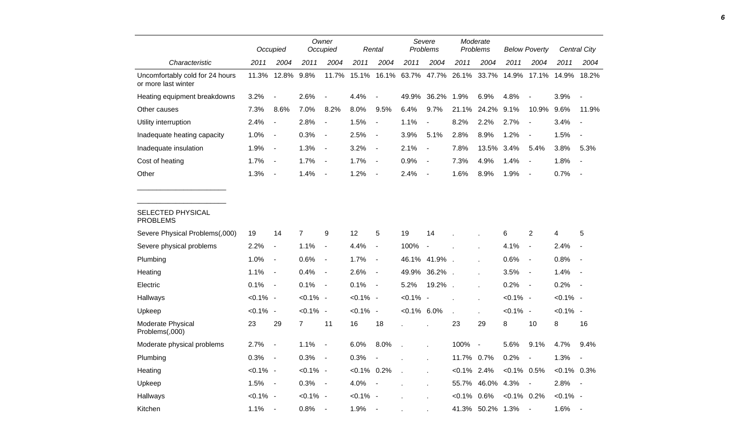| Characteristic | Occupied | | Owner Occupied | | Rental | | Severe Problems | | Moderate Problems | | Below Poverty | | Central City | |
|---|---|---|---|---|---|---|---|---|---|---|---|---|---|---|
| | 2011 | 2004 | 2011 | 2004 | 2011 | 2004 | 2011 | 2004 | 2011 | 2004 | 2011 | 2004 | 2011 | 2004 |
| Uncomfortably cold for 24 hours or more last winter | 11.3% | 12.8% | 9.8% | 11.7% | 15.1% | 16.1% | 63.7% | 47.7% | 26.1% | 33.7% | 14.9% | 17.1% | 14.9% | 18.2% |
| Heating equipment breakdowns | 3.2% | - | 2.6% | - | 4.4% | - | 49.9% | 36.2% | 1.9% | 6.9% | 4.8% | - | 3.9% | - |
| Other causes | 7.3% | 8.6% | 7.0% | 8.2% | 8.0% | 9.5% | 6.4% | 9.7% | 21.1% | 24.2% | 9.1% | 10.9% | 9.6% | 11.9% |
| Utility interruption | 2.4% | - | 2.8% | - | 1.5% | - | 1.1% | - | 8.2% | 2.2% | 2.7% | - | 3.4% | - |
| Inadequate heating capacity | 1.0% | - | 0.3% | - | 2.5% | - | 3.9% | 5.1% | 2.8% | 8.9% | 1.2% | - | 1.5% | - |
| Inadequate insulation | 1.9% | - | 1.3% | - | 3.2% | - | 2.1% | - | 7.8% | 13.5% | 3.4% | 5.4% | 3.8% | 5.3% |
| Cost of heating | 1.7% | - | 1.7% | - | 1.7% | - | 0.9% | - | 7.3% | 4.9% | 1.4% | - | 1.8% | - |
| Other | 1.3% | - | 1.4% | - | 1.2% | - | 2.4% | - | 1.6% | 8.9% | 1.9% | - | 0.7% | - |
| SELECTED PHYSICAL PROBLEMS | | | | | | | | | | | | | | |
| Severe Physical Problems(,000) | 19 | 14 | 7 | 9 | 12 | 5 | 19 | 14 | . | . | 6 | 2 | 4 | 5 |
| Severe physical problems | 2.2% | - | 1.1% | - | 4.4% | - | 100% | - | . | . | 4.1% | - | 2.4% | - |
| Plumbing | 1.0% | - | 0.6% | - | 1.7% | - | 46.1% | 41.9% | . | . | 0.6% | - | 0.8% | - |
| Heating | 1.1% | - | 0.4% | - | 2.6% | - | 49.9% | 36.2% | . | . | 3.5% | - | 1.4% | - |
| Electric | 0.1% | - | 0.1% | - | 0.1% | - | 5.2% | 19.2% | . | . | 0.2% | - | 0.2% | - |
| Hallways | <0.1% | - | <0.1% | - | <0.1% | - | <0.1% | - | . | . | <0.1% | - | <0.1% | - |
| Upkeep | <0.1% | - | <0.1% | - | <0.1% | - | <0.1% | 6.0% | . | . | <0.1% | - | <0.1% | - |
| Moderate Physical Problems(,000) | 23 | 29 | 7 | 11 | 16 | 18 | . | . | 23 | 29 | 8 | 10 | 8 | 16 |
| Moderate physical problems | 2.7% | - | 1.1% | - | 6.0% | 8.0% | . | . | 100% | - | 5.6% | 9.1% | 4.7% | 9.4% |
| Plumbing | 0.3% | - | 0.3% | - | 0.3% | - | . | . | 11.7% | 0.7% | 0.2% | - | 1.3% | - |
| Heating | <0.1% | - | <0.1% | - | <0.1% | 0.2% | . | . | <0.1% | 2.4% | <0.1% | 0.5% | <0.1% | 0.3% |
| Upkeep | 1.5% | - | 0.3% | - | 4.0% | - | . | . | 55.7% | 46.0% | 4.3% | - | 2.8% | - |
| Hallways | <0.1% | - | <0.1% | - | <0.1% | - | . | . | <0.1% | 0.6% | <0.1% | 0.2% | <0.1% | - |
| Kitchen | 1.1% | - | 0.8% | - | 1.9% | - | . | . | 41.3% | 50.2% | 1.3% | - | 1.6% | - |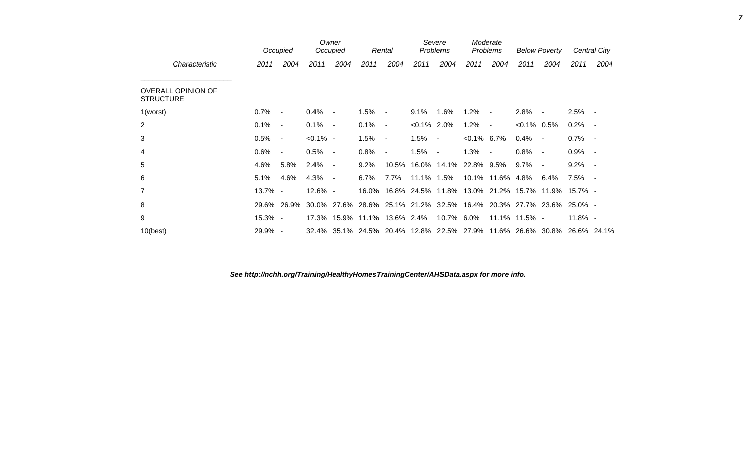| | Occupied | | Owner Occupied | | Rental | | Severe Problems | | Moderate Problems | | Below Poverty | | Central City | |
|---|---|---|---|---|---|---|---|---|---|---|---|---|---|---|
| Characteristic | 2011 | 2004 | 2011 | 2004 | 2011 | 2004 | 2011 | 2004 | 2011 | 2004 | 2011 | 2004 | 2011 | 2004 |
| OVERALL OPINION OF STRUCTURE | | | | | | | | | | | | | | |
| 1(worst) | 0.7% | - | 0.4% | - | 1.5% | - | 9.1% | 1.6% | 1.2% | - | 2.8% | - | 2.5% | - |
| 2 | 0.1% | - | 0.1% | - | 0.1% | - | <0.1% | 2.0% | 1.2% | - | <0.1% | 0.5% | 0.2% | - |
| 3 | 0.5% | - | <0.1% | - | 1.5% | - | 1.5% | - | <0.1% | 6.7% | 0.4% | - | 0.7% | - |
| 4 | 0.6% | - | 0.5% | - | 0.8% | - | 1.5% | - | 1.3% | - | 0.8% | - | 0.9% | - |
| 5 | 4.6% | 5.8% | 2.4% | - | 9.2% | 10.5% | 16.0% | 14.1% | 22.8% | 9.5% | 9.7% | - | 9.2% | - |
| 6 | 5.1% | 4.6% | 4.3% | - | 6.7% | 7.7% | 11.1% | 1.5% | 10.1% | 11.6% | 4.8% | 6.4% | 7.5% | - |
| 7 | 13.7% | - | 12.6% | - | 16.0% | 16.8% | 24.5% | 11.8% | 13.0% | 21.2% | 15.7% | 11.9% | 15.7% | - |
| 8 | 29.6% | 26.9% | 30.0% | 27.6% | 28.6% | 25.1% | 21.2% | 32.5% | 16.4% | 20.3% | 27.7% | 23.6% | 25.0% | - |
| 9 | 15.3% | - | 17.3% | 15.9% | 11.1% | 13.6% | 2.4% | 10.7% | 6.0% | 11.1% | 11.5% | - | 11.8% | - |
| 10(best) | 29.9% | - | 32.4% | 35.1% | 24.5% | 20.4% | 12.8% | 22.5% | 27.9% | 11.6% | 26.6% | 30.8% | 26.6% | 24.1% |

***See http://nchh.org/Training/HealthyHomesTrainingCenter/AHSData.aspx for more info.***